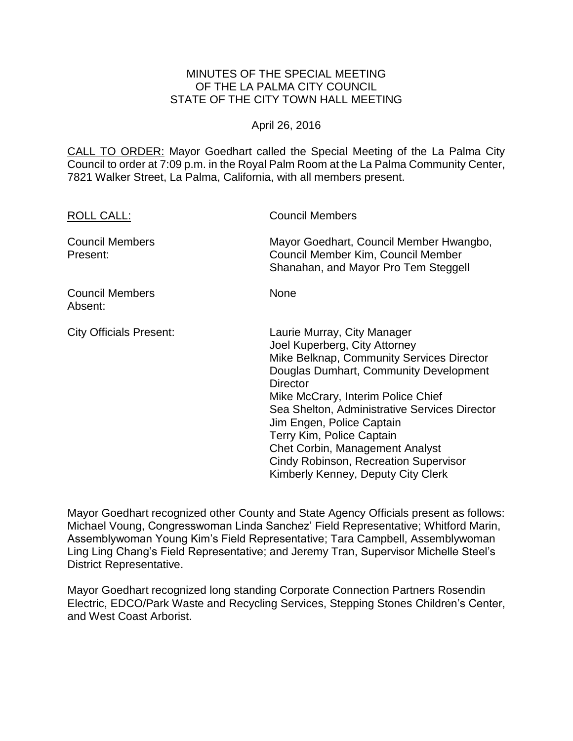# MINUTES OF THE SPECIAL MEETING OF THE LA PALMA CITY COUNCIL STATE OF THE CITY TOWN HALL MEETING

April 26, 2016

CALL TO ORDER: Mayor Goedhart called the Special Meeting of the La Palma City Council to order at 7:09 p.m. in the Royal Palm Room at the La Palma Community Center, 7821 Walker Street, La Palma, California, with all members present.

| | |
|---|---|
| ROLL CALL: | Council Members |
| Council Members Present: | Mayor Goedhart, Council Member Hwangbo, Council Member Kim, Council Member Shanahan, and Mayor Pro Tem Steggell |
| Council Members Absent: | None |
| City Officials Present: | Laurie Murray, City Manager<br>Joel Kuperberg, City Attorney<br>Mike Belknap, Community Services Director<br>Douglas Dumhart, Community Development Director<br>Mike McCrary, Interim Police Chief<br>Sea Shelton, Administrative Services Director<br>Jim Engen, Police Captain<br>Terry Kim, Police Captain<br>Chet Corbin, Management Analyst<br>Cindy Robinson, Recreation Supervisor<br>Kimberly Kenney, Deputy City Clerk |

Mayor Goedhart recognized other County and State Agency Officials present as follows: Michael Voung, Congresswoman Linda Sanchez' Field Representative; Whitford Marin, Assemblywoman Young Kim's Field Representative; Tara Campbell, Assemblywoman Ling Ling Chang's Field Representative; and Jeremy Tran, Supervisor Michelle Steel's District Representative.

Mayor Goedhart recognized long standing Corporate Connection Partners Rosendin Electric, EDCO/Park Waste and Recycling Services, Stepping Stones Children's Center, and West Coast Arborist.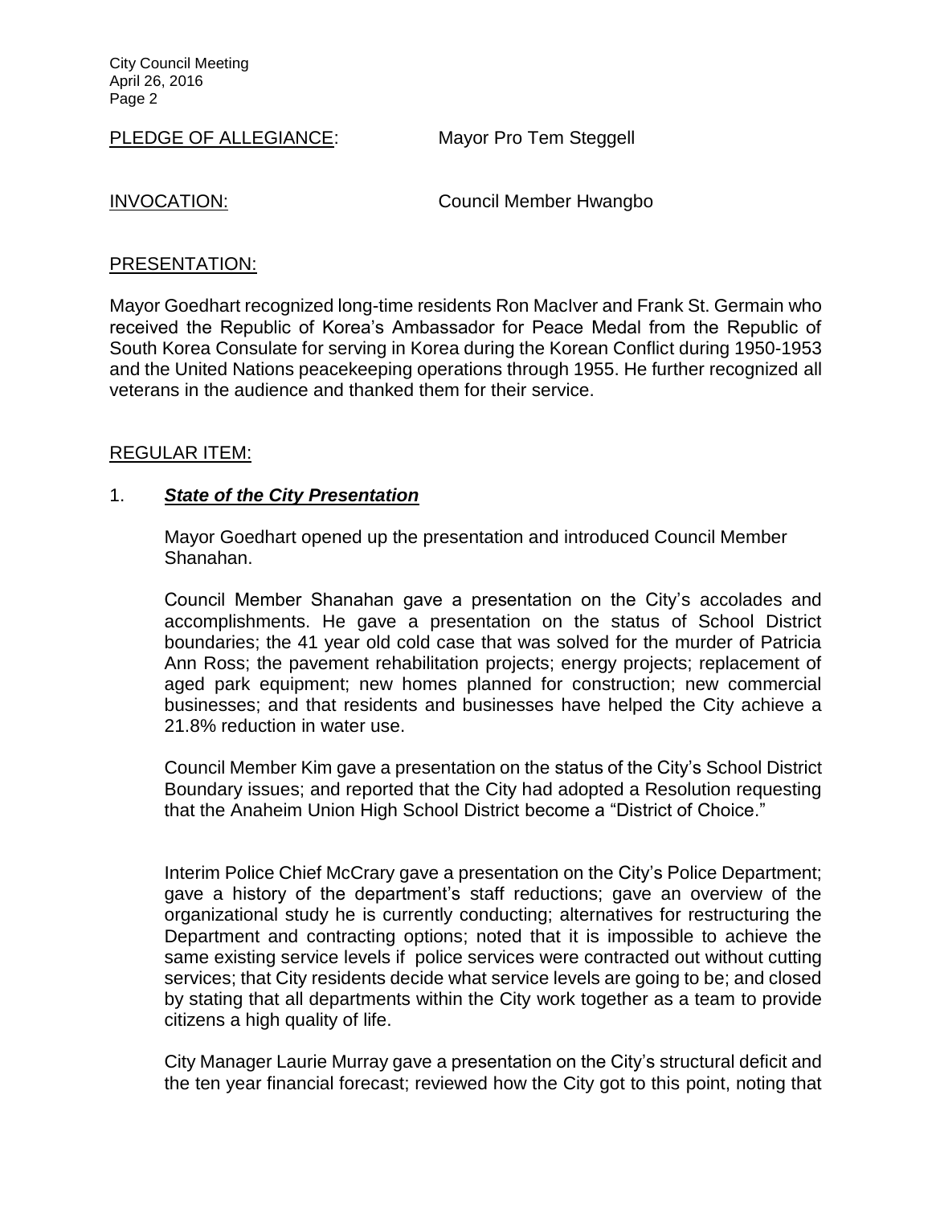PLEDGE OF ALLEGIANCE: Mayor Pro Tem Steggell

INVOCATION: Council Member Hwangbo

PRESENTATION:

Mayor Goedhart recognized long-time residents Ron MacIver and Frank St. Germain who received the Republic of Korea's Ambassador for Peace Medal from the Republic of South Korea Consulate for serving in Korea during the Korean Conflict during 1950-1953 and the United Nations peacekeeping operations through 1955. He further recognized all veterans in the audience and thanked them for their service.

REGULAR ITEM:

1. ***State of the City Presentation***

Mayor Goedhart opened up the presentation and introduced Council Member Shanahan.

Council Member Shanahan gave a presentation on the City's accolades and accomplishments. He gave a presentation on the status of School District boundaries; the 41 year old cold case that was solved for the murder of Patricia Ann Ross; the pavement rehabilitation projects; energy projects; replacement of aged park equipment; new homes planned for construction; new commercial businesses; and that residents and businesses have helped the City achieve a 21.8% reduction in water use.

Council Member Kim gave a presentation on the status of the City's School District Boundary issues; and reported that the City had adopted a Resolution requesting that the Anaheim Union High School District become a "District of Choice."

Interim Police Chief McCrary gave a presentation on the City's Police Department; gave a history of the department's staff reductions; gave an overview of the organizational study he is currently conducting; alternatives for restructuring the Department and contracting options; noted that it is impossible to achieve the same existing service levels if police services were contracted out without cutting services; that City residents decide what service levels are going to be; and closed by stating that all departments within the City work together as a team to provide citizens a high quality of life.

City Manager Laurie Murray gave a presentation on the City's structural deficit and the ten year financial forecast; reviewed how the City got to this point, noting that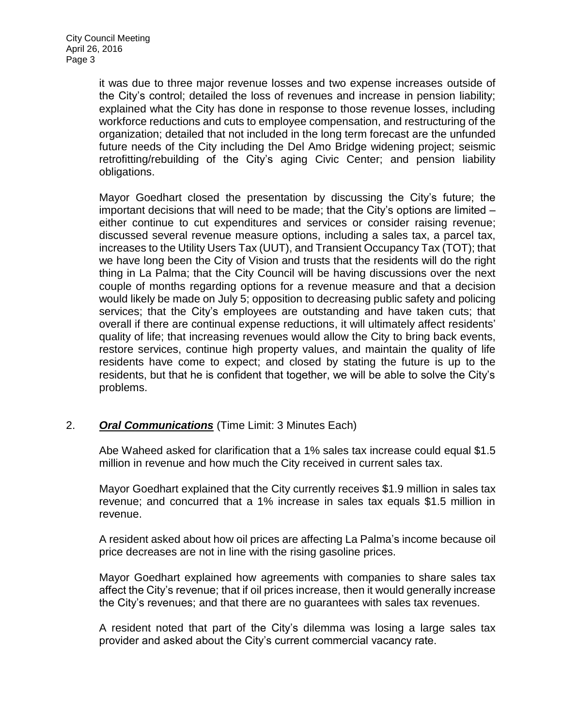it was due to three major revenue losses and two expense increases outside of the City's control; detailed the loss of revenues and increase in pension liability; explained what the City has done in response to those revenue losses, including workforce reductions and cuts to employee compensation, and restructuring of the organization; detailed that not included in the long term forecast are the unfunded future needs of the City including the Del Amo Bridge widening project; seismic retrofitting/rebuilding of the City's aging Civic Center; and pension liability obligations.

Mayor Goedhart closed the presentation by discussing the City's future; the important decisions that will need to be made; that the City's options are limited – either continue to cut expenditures and services or consider raising revenue; discussed several revenue measure options, including a sales tax, a parcel tax, increases to the Utility Users Tax (UUT), and Transient Occupancy Tax (TOT); that we have long been the City of Vision and trusts that the residents will do the right thing in La Palma; that the City Council will be having discussions over the next couple of months regarding options for a revenue measure and that a decision would likely be made on July 5; opposition to decreasing public safety and policing services; that the City's employees are outstanding and have taken cuts; that overall if there are continual expense reductions, it will ultimately affect residents' quality of life; that increasing revenues would allow the City to bring back events, restore services, continue high property values, and maintain the quality of life residents have come to expect; and closed by stating the future is up to the residents, but that he is confident that together, we will be able to solve the City's problems.

2. ***Oral Communications*** (Time Limit: 3 Minutes Each)

Abe Waheed asked for clarification that a 1% sales tax increase could equal $1.5 million in revenue and how much the City received in current sales tax.

Mayor Goedhart explained that the City currently receives $1.9 million in sales tax revenue; and concurred that a 1% increase in sales tax equals $1.5 million in revenue.

A resident asked about how oil prices are affecting La Palma's income because oil price decreases are not in line with the rising gasoline prices.

Mayor Goedhart explained how agreements with companies to share sales tax affect the City's revenue; that if oil prices increase, then it would generally increase the City's revenues; and that there are no guarantees with sales tax revenues.

A resident noted that part of the City's dilemma was losing a large sales tax provider and asked about the City's current commercial vacancy rate.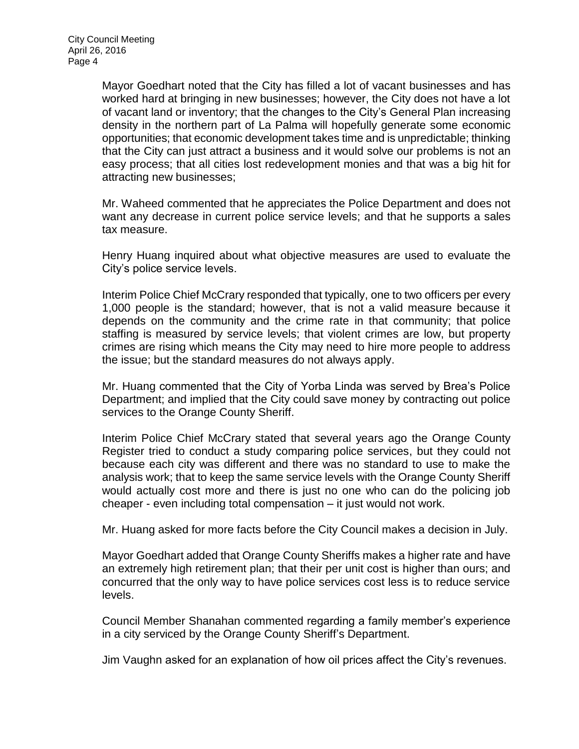Mayor Goedhart noted that the City has filled a lot of vacant businesses and has worked hard at bringing in new businesses; however, the City does not have a lot of vacant land or inventory; that the changes to the City's General Plan increasing density in the northern part of La Palma will hopefully generate some economic opportunities; that economic development takes time and is unpredictable; thinking that the City can just attract a business and it would solve our problems is not an easy process; that all cities lost redevelopment monies and that was a big hit for attracting new businesses;

Mr. Waheed commented that he appreciates the Police Department and does not want any decrease in current police service levels; and that he supports a sales tax measure.

Henry Huang inquired about what objective measures are used to evaluate the City's police service levels.

Interim Police Chief McCrary responded that typically, one to two officers per every 1,000 people is the standard; however, that is not a valid measure because it depends on the community and the crime rate in that community; that police staffing is measured by service levels; that violent crimes are low, but property crimes are rising which means the City may need to hire more people to address the issue; but the standard measures do not always apply.

Mr. Huang commented that the City of Yorba Linda was served by Brea's Police Department; and implied that the City could save money by contracting out police services to the Orange County Sheriff.

Interim Police Chief McCrary stated that several years ago the Orange County Register tried to conduct a study comparing police services, but they could not because each city was different and there was no standard to use to make the analysis work; that to keep the same service levels with the Orange County Sheriff would actually cost more and there is just no one who can do the policing job cheaper - even including total compensation – it just would not work.

Mr. Huang asked for more facts before the City Council makes a decision in July.

Mayor Goedhart added that Orange County Sheriffs makes a higher rate and have an extremely high retirement plan; that their per unit cost is higher than ours; and concurred that the only way to have police services cost less is to reduce service levels.

Council Member Shanahan commented regarding a family member's experience in a city serviced by the Orange County Sheriff's Department.

Jim Vaughn asked for an explanation of how oil prices affect the City's revenues.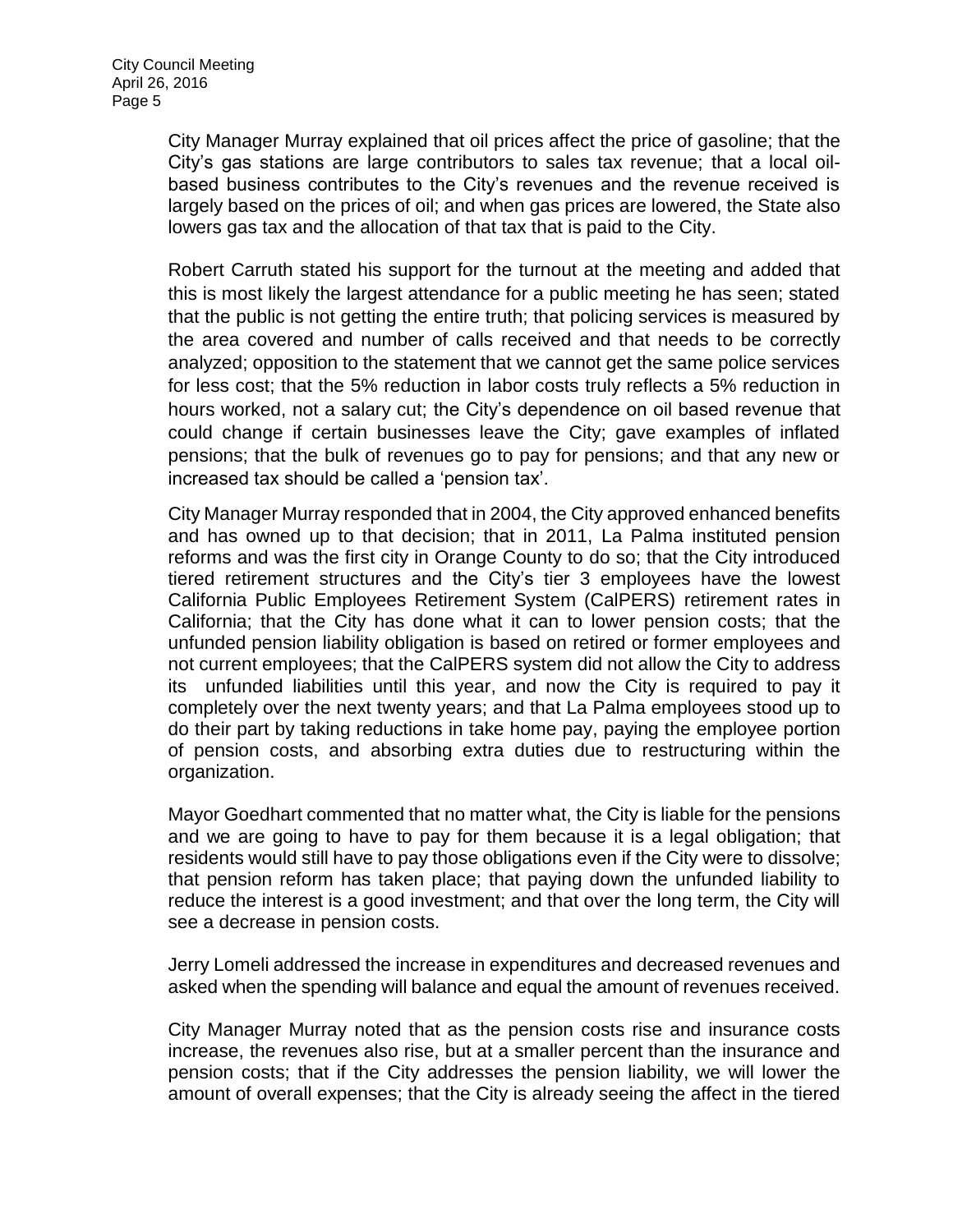City Manager Murray explained that oil prices affect the price of gasoline; that the City's gas stations are large contributors to sales tax revenue; that a local oil-based business contributes to the City's revenues and the revenue received is largely based on the prices of oil; and when gas prices are lowered, the State also lowers gas tax and the allocation of that tax that is paid to the City.

Robert Carruth stated his support for the turnout at the meeting and added that this is most likely the largest attendance for a public meeting he has seen; stated that the public is not getting the entire truth; that policing services is measured by the area covered and number of calls received and that needs to be correctly analyzed; opposition to the statement that we cannot get the same police services for less cost; that the 5% reduction in labor costs truly reflects a 5% reduction in hours worked, not a salary cut; the City's dependence on oil based revenue that could change if certain businesses leave the City; gave examples of inflated pensions; that the bulk of revenues go to pay for pensions; and that any new or increased tax should be called a 'pension tax'.

City Manager Murray responded that in 2004, the City approved enhanced benefits and has owned up to that decision; that in 2011, La Palma instituted pension reforms and was the first city in Orange County to do so; that the City introduced tiered retirement structures and the City's tier 3 employees have the lowest California Public Employees Retirement System (CalPERS) retirement rates in California; that the City has done what it can to lower pension costs; that the unfunded pension liability obligation is based on retired or former employees and not current employees; that the CalPERS system did not allow the City to address its unfunded liabilities until this year, and now the City is required to pay it completely over the next twenty years; and that La Palma employees stood up to do their part by taking reductions in take home pay, paying the employee portion of pension costs, and absorbing extra duties due to restructuring within the organization.

Mayor Goedhart commented that no matter what, the City is liable for the pensions and we are going to have to pay for them because it is a legal obligation; that residents would still have to pay those obligations even if the City were to dissolve; that pension reform has taken place; that paying down the unfunded liability to reduce the interest is a good investment; and that over the long term, the City will see a decrease in pension costs.

Jerry Lomeli addressed the increase in expenditures and decreased revenues and asked when the spending will balance and equal the amount of revenues received.

City Manager Murray noted that as the pension costs rise and insurance costs increase, the revenues also rise, but at a smaller percent than the insurance and pension costs; that if the City addresses the pension liability, we will lower the amount of overall expenses; that the City is already seeing the affect in the tiered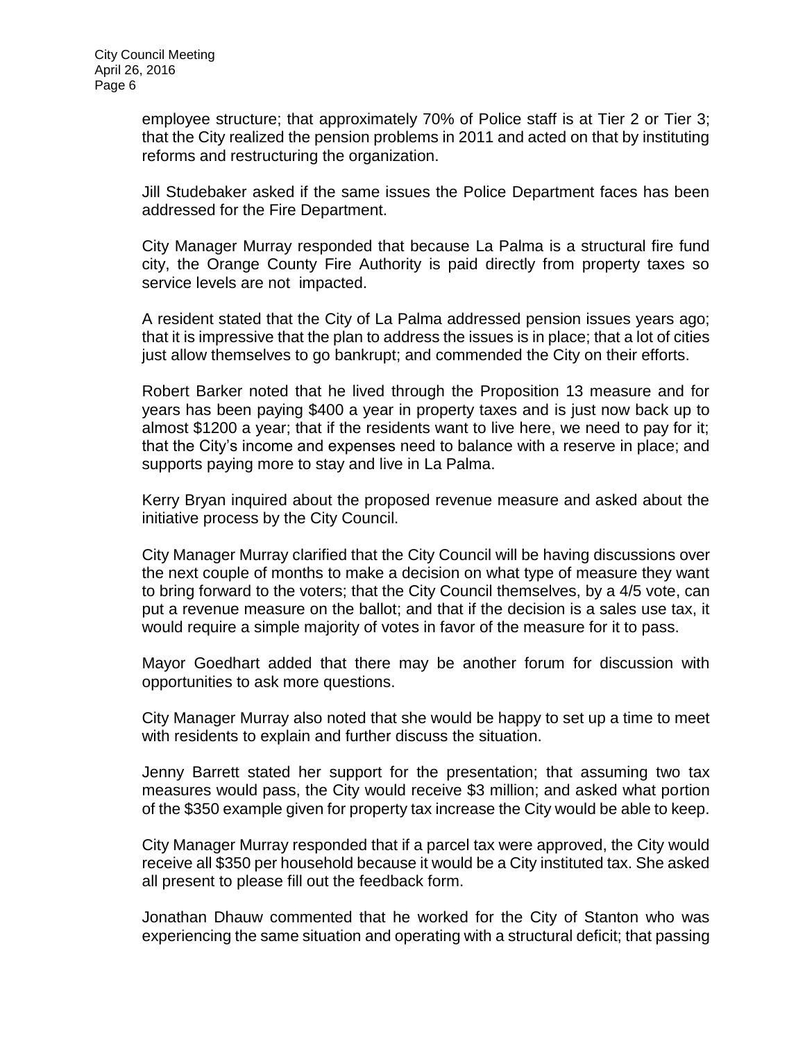employee structure; that approximately 70% of Police staff is at Tier 2 or Tier 3; that the City realized the pension problems in 2011 and acted on that by instituting reforms and restructuring the organization.

Jill Studebaker asked if the same issues the Police Department faces has been addressed for the Fire Department.

City Manager Murray responded that because La Palma is a structural fire fund city, the Orange County Fire Authority is paid directly from property taxes so service levels are not impacted.

A resident stated that the City of La Palma addressed pension issues years ago; that it is impressive that the plan to address the issues is in place; that a lot of cities just allow themselves to go bankrupt; and commended the City on their efforts.

Robert Barker noted that he lived through the Proposition 13 measure and for years has been paying $400 a year in property taxes and is just now back up to almost $1200 a year; that if the residents want to live here, we need to pay for it; that the City's income and expenses need to balance with a reserve in place; and supports paying more to stay and live in La Palma.

Kerry Bryan inquired about the proposed revenue measure and asked about the initiative process by the City Council.

City Manager Murray clarified that the City Council will be having discussions over the next couple of months to make a decision on what type of measure they want to bring forward to the voters; that the City Council themselves, by a 4/5 vote, can put a revenue measure on the ballot; and that if the decision is a sales use tax, it would require a simple majority of votes in favor of the measure for it to pass.

Mayor Goedhart added that there may be another forum for discussion with opportunities to ask more questions.

City Manager Murray also noted that she would be happy to set up a time to meet with residents to explain and further discuss the situation.

Jenny Barrett stated her support for the presentation; that assuming two tax measures would pass, the City would receive $3 million; and asked what portion of the $350 example given for property tax increase the City would be able to keep.

City Manager Murray responded that if a parcel tax were approved, the City would receive all $350 per household because it would be a City instituted tax. She asked all present to please fill out the feedback form.

Jonathan Dhauw commented that he worked for the City of Stanton who was experiencing the same situation and operating with a structural deficit; that passing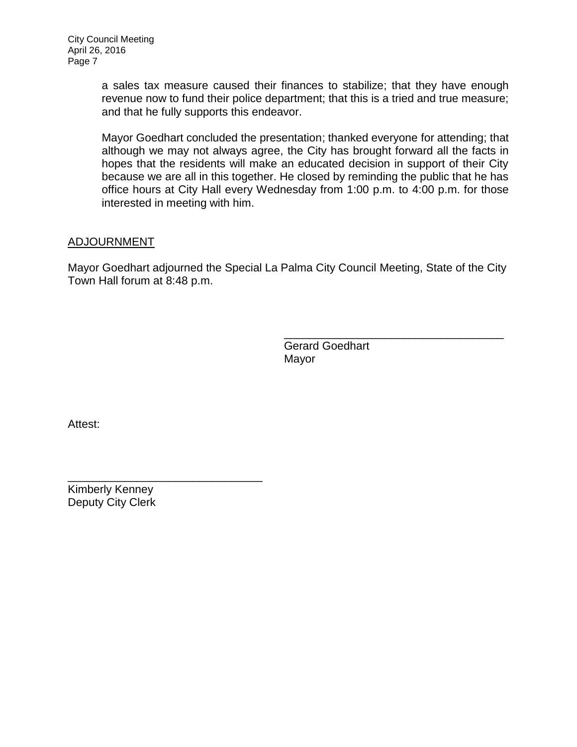a sales tax measure caused their finances to stabilize; that they have enough revenue now to fund their police department; that this is a tried and true measure; and that he fully supports this endeavor.

Mayor Goedhart concluded the presentation; thanked everyone for attending; that although we may not always agree, the City has brought forward all the facts in hopes that the residents will make an educated decision in support of their City because we are all in this together. He closed by reminding the public that he has office hours at City Hall every Wednesday from 1:00 p.m. to 4:00 p.m. for those interested in meeting with him.

## ADJOURNMENT

Mayor Goedhart adjourned the Special La Palma City Council Meeting, State of the City Town Hall forum at 8:48 p.m.

___________________________________
Gerard Goedhart
Mayor

Attest:

_______________________________
Kimberly Kenney
Deputy City Clerk